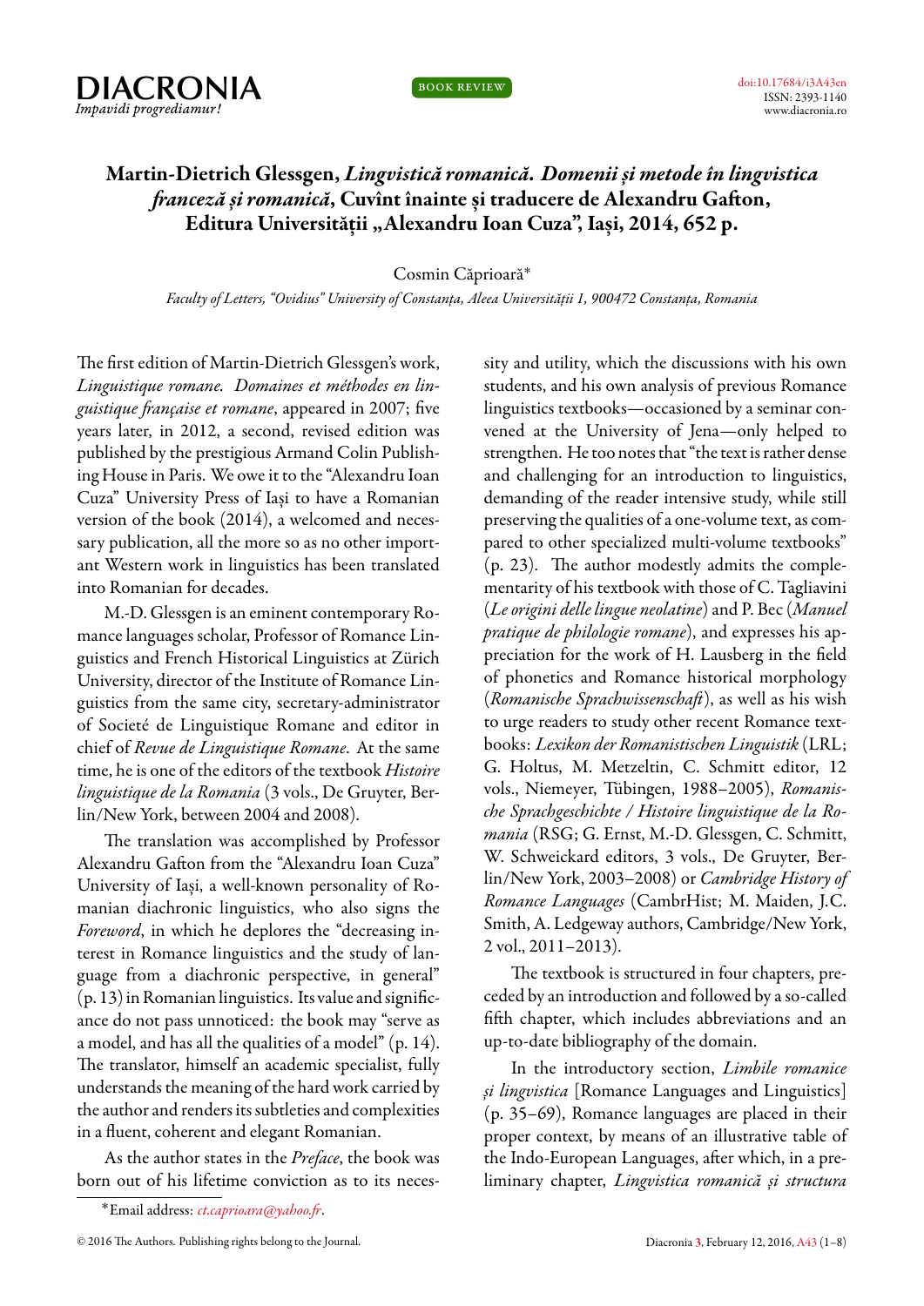# Martin-Dietrich Glessgen, *Lingvistică romanică. Domenii și metode în lingvistica franceză și romanică*, Cuvînt înainte și traducere de Alexandru Gafton, Editura Universității „Alexandru Ioan Cuza", Iași, 2014, 652 p.

Cosmin Căprioară*

*Faculty of Letters, "Ovidius" University of Constanța, Aleea Universității 1, 900472 Constanța, Romania*

The first edition of Martin-Dietrich Glessgen's work, *Linguistique romane. Domaines et méthodes en linguistique française et romane*, appeared in 2007; five years later, in 2012, a second, revised edition was published by the prestigious Armand Colin Publishing House in Paris. We owe it to the "Alexandru Ioan Cuza" University Press of Iași to have a Romanian version of the book (2014), a welcomed and necessary publication, all the more so as no other important Western work in linguistics has been translated into Romanian for decades.

M.-D. Glessgen is an eminent contemporary Romance languages scholar, Professor of Romance Linguistics and French Historical Linguistics at Zürich University, director of the Institute of Romance Linguistics from the same city, secretary-administrator of Societé de Linguistique Romane and editor in chief of *Revue de Linguistique Romane*. At the same time, he is one of the editors of the textbook *Histoire linguistique de la Romania* (3 vols., De Gruyter, Berlin/New York, between 2004 and 2008).

The translation was accomplished by Professor Alexandru Gafton from the "Alexandru Ioan Cuza" University of Iași, a well-known personality of Romanian diachronic linguistics, who also signs the *Foreword*, in which he deplores the "decreasing interest in Romance linguistics and the study of language from a diachronic perspective, in general" (p. 13) in Romanian linguistics. Its value and significance do not pass unnoticed: the book may "serve as a model, and has all the qualities of a model" (p. 14). The translator, himself an academic specialist, fully understands the meaning of the hard work carried by the author and renders its subtleties and complexities in a fluent, coherent and elegant Romanian.

As the author states in the *Preface*, the book was born out of his lifetime conviction as to its necessity and utility, which the discussions with his own students, and his own analysis of previous Romance linguistics textbooks—occasioned by a seminar convened at the University of Jena—only helped to strengthen. He too notes that "the text is rather dense and challenging for an introduction to linguistics, demanding of the reader intensive study, while still preserving the qualities of a one-volume text, as compared to other specialized multi-volume textbooks" (p. 23). The author modestly admits the complementarity of his textbook with those of C. Tagliavini (*Le origini delle lingue neolatine*) and P. Bec (*Manuel pratique de philologie romane*), and expresses his appreciation for the work of H. Lausberg in the field of phonetics and Romance historical morphology (*Romanische Sprachwissenschaft*), as well as his wish to urge readers to study other recent Romance textbooks: *Lexikon der Romanistischen Linguistik* (LRL; G. Holtus, M. Metzeltin, C. Schmitt editor, 12 vols., Niemeyer, Tübingen, 1988–2005), *Romanische Sprachgeschichte / Histoire linguistique de la Romania* (RSG; G. Ernst, M.-D. Glessgen, C. Schmitt, W. Schweickard editors, 3 vols., De Gruyter, Berlin/New York, 2003–2008) or *Cambridge History of Romance Languages* (CambrHist; M. Maiden, J.C. Smith, A. Ledgeway authors, Cambridge/New York, 2 vol., 2011–2013).

The textbook is structured in four chapters, preceded by an introduction and followed by a so-called fifth chapter, which includes abbreviations and an up-to-date bibliography of the domain.

In the introductory section, *Limbile romanice și lingvistica* [Romance Languages and Linguistics] (p. 35–69), Romance languages are placed in their proper context, by means of an illustrative table of the Indo-European Languages, after which, in a preliminary chapter, *Lingvistica romanică și structura*

*Email address: *ct.caprioara@yahoo.fr*.

© 2016 The Authors. Publishing rights belong to the Journal.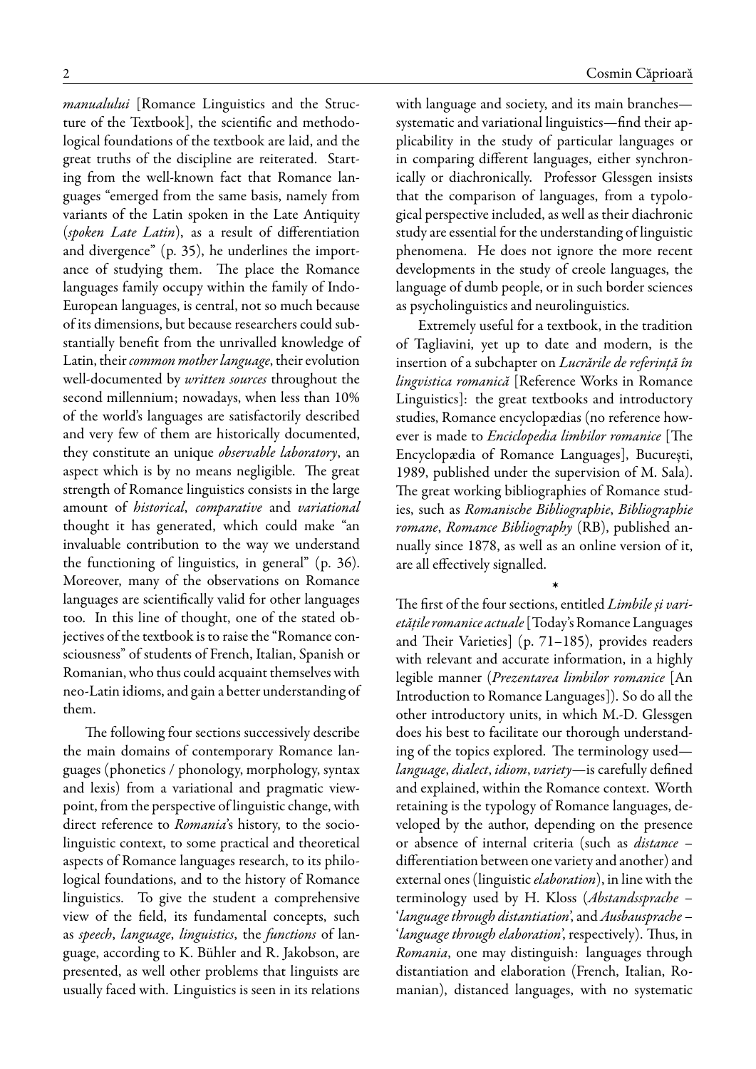*manualului* [Romance Linguistics and the Structure of the Textbook], the scientific and methodological foundations of the textbook are laid, and the great truths of the discipline are reiterated. Starting from the well-known fact that Romance languages "emerged from the same basis, namely from variants of the Latin spoken in the Late Antiquity (*spoken Late Latin*), as a result of differentiation and divergence" (p. 35), he underlines the importance of studying them. The place the Romance languages family occupy within the family of Indo-European languages, is central, not so much because of its dimensions, but because researchers could substantially benefit from the unrivalled knowledge of Latin, their *common mother language*, their evolution well-documented by *written sources* throughout the second millennium; nowadays, when less than 10% of the world's languages are satisfactorily described and very few of them are historically documented, they constitute an unique *observable laboratory*, an aspect which is by no means negligible. The great strength of Romance linguistics consists in the large amount of *historical*, *comparative* and *variational* thought it has generated, which could make "an invaluable contribution to the way we understand the functioning of linguistics, in general" (p. 36). Moreover, many of the observations on Romance languages are scientifically valid for other languages too. In this line of thought, one of the stated objectives of the textbook is to raise the "Romance consciousness" of students of French, Italian, Spanish or Romanian, who thus could acquaint themselves with neo-Latin idioms, and gain a better understanding of them.

The following four sections successively describe the main domains of contemporary Romance languages (phonetics / phonology, morphology, syntax and lexis) from a variational and pragmatic viewpoint, from the perspective of linguistic change, with direct reference to *Romania*'s history, to the sociolinguistic context, to some practical and theoretical aspects of Romance languages research, to its philological foundations, and to the history of Romance linguistics. To give the student a comprehensive view of the field, its fundamental concepts, such as *speech*, *language*, *linguistics*, the *functions* of language, according to K. Bühler and R. Jakobson, are presented, as well other problems that linguists are usually faced with. Linguistics is seen in its relations with language and society, and its main branches—systematic and variational linguistics—find their applicability in the study of particular languages or in comparing different languages, either synchronically or diachronically. Professor Glessgen insists that the comparison of languages, from a typological perspective included, as well as their diachronic study are essential for the understanding of linguistic phenomena. He does not ignore the more recent developments in the study of creole languages, the language of dumb people, or in such border sciences as psycholinguistics and neurolinguistics.

Extremely useful for a textbook, in the tradition of Tagliavini, yet up to date and modern, is the insertion of a subchapter on *Lucrările de referință în lingvistica romanică* [Reference Works in Romance Linguistics]: the great textbooks and introductory studies, Romance encyclopædias (no reference however is made to *Enciclopedia limbilor romanice* [The Encyclopædia of Romance Languages], București, 1989, published under the supervision of M. Sala). The great working bibliographies of Romance studies, such as *Romanische Bibliographie*, *Bibliographie romane*, *Romance Bibliography* (RB), published annually since 1878, as well as an online version of it, are all effectively signalled.

*

The first of the four sections, entitled *Limbile și varietățile romanice actuale* [Today's Romance Languages and Their Varieties] (p. 71–185), provides readers with relevant and accurate information, in a highly legible manner (*Prezentarea limbilor romanice* [An Introduction to Romance Languages]). So do all the other introductory units, in which M.-D. Glessgen does his best to facilitate our thorough understanding of the topics explored. The terminology used—*language*, *dialect*, *idiom*, *variety*—is carefully defined and explained, within the Romance context. Worth retaining is the typology of Romance languages, developed by the author, depending on the presence or absence of internal criteria (such as *distance* – differentiation between one variety and another) and external ones (linguistic *elaboration*), in line with the terminology used by H. Kloss (*Abstandssprache* – '*language through distantiation*', and *Ausbausprache* – '*language through elaboration*', respectively). Thus, in *Romania*, one may distinguish: languages through distantiation and elaboration (French, Italian, Romanian), distanced languages, with no systematic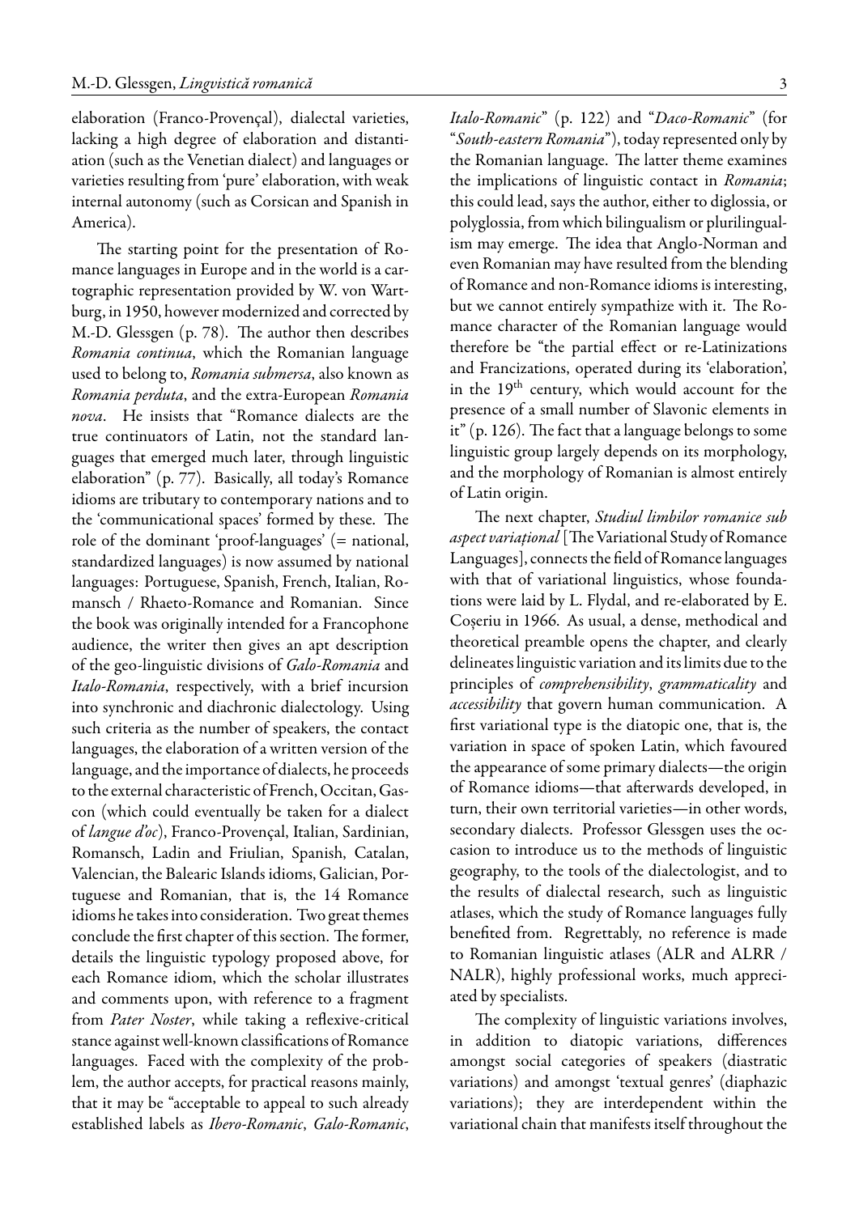elaboration (Franco-Provençal), dialectal varieties, lacking a high degree of elaboration and distantiation (such as the Venetian dialect) and languages or varieties resulting from 'pure' elaboration, with weak internal autonomy (such as Corsican and Spanish in America).

The starting point for the presentation of Romance languages in Europe and in the world is a cartographic representation provided by W. von Wartburg, in 1950, however modernized and corrected by M.-D. Glessgen (p. 78). The author then describes *Romania continua*, which the Romanian language used to belong to, *Romania submersa*, also known as *Romania perduta*, and the extra-European *Romania nova*. He insists that "Romance dialects are the true continuators of Latin, not the standard languages that emerged much later, through linguistic elaboration" (p. 77). Basically, all today's Romance idioms are tributary to contemporary nations and to the 'communicational spaces' formed by these. The role of the dominant 'proof-languages' (= national, standardized languages) is now assumed by national languages: Portuguese, Spanish, French, Italian, Romansch / Rhaeto-Romance and Romanian. Since the book was originally intended for a Francophone audience, the writer then gives an apt description of the geo-linguistic divisions of *Galo-Romania* and *Italo-Romania*, respectively, with a brief incursion into synchronic and diachronic dialectology. Using such criteria as the number of speakers, the contact languages, the elaboration of a written version of the language, and the importance of dialects, he proceeds to the external characteristic of French, Occitan, Gascon (which could eventually be taken for a dialect of *langue d'oc*), Franco-Provençal, Italian, Sardinian, Romansch, Ladin and Friulian, Spanish, Catalan, Valencian, the Balearic Islands idioms, Galician, Portuguese and Romanian, that is, the 14 Romance idioms he takes into consideration. Two great themes conclude the first chapter of this section. The former, details the linguistic typology proposed above, for each Romance idiom, which the scholar illustrates and comments upon, with reference to a fragment from *Pater Noster*, while taking a reflexive-critical stance against well-known classifications of Romance languages. Faced with the complexity of the problem, the author accepts, for practical reasons mainly, that it may be "acceptable to appeal to such already established labels as *Ibero-Romanic*, *Galo-Romanic*, *Italo-Romanic*" (p. 122) and "*Daco-Romanic*" (for "*South-eastern Romania*"), today represented only by the Romanian language. The latter theme examines the implications of linguistic contact in *Romania*; this could lead, says the author, either to diglossia, or polyglossia, from which bilingualism or plurilingualism may emerge. The idea that Anglo-Norman and even Romanian may have resulted from the blending of Romance and non-Romance idioms is interesting, but we cannot entirely sympathize with it. The Romance character of the Romanian language would therefore be "the partial effect or re-Latinizations and Francizations, operated during its 'elaboration', in the 19[th] century, which would account for the presence of a small number of Slavonic elements in it" (p. 126). The fact that a language belongs to some linguistic group largely depends on its morphology, and the morphology of Romanian is almost entirely of Latin origin.

The next chapter, *Studiul limbilor romanice sub aspect variaţional* [The Variational Study of Romance Languages], connects the field of Romance languages with that of variational linguistics, whose foundations were laid by L. Flydal, and re-elaborated by E. Coşeriu in 1966. As usual, a dense, methodical and theoretical preamble opens the chapter, and clearly delineates linguistic variation and its limits due to the principles of *comprehensibility*, *grammaticality* and *accessibility* that govern human communication. A first variational type is the diatopic one, that is, the variation in space of spoken Latin, which favoured the appearance of some primary dialects—the origin of Romance idioms—that afterwards developed, in turn, their own territorial varieties—in other words, secondary dialects. Professor Glessgen uses the occasion to introduce us to the methods of linguistic geography, to the tools of the dialectologist, and to the results of dialectal research, such as linguistic atlases, which the study of Romance languages fully benefited from. Regrettably, no reference is made to Romanian linguistic atlases (ALR and ALRR / NALR), highly professional works, much appreciated by specialists.

The complexity of linguistic variations involves, in addition to diatopic variations, differences amongst social categories of speakers (diastratic variations) and amongst 'textual genres' (diaphazic variations); they are interdependent within the variational chain that manifests itself throughout the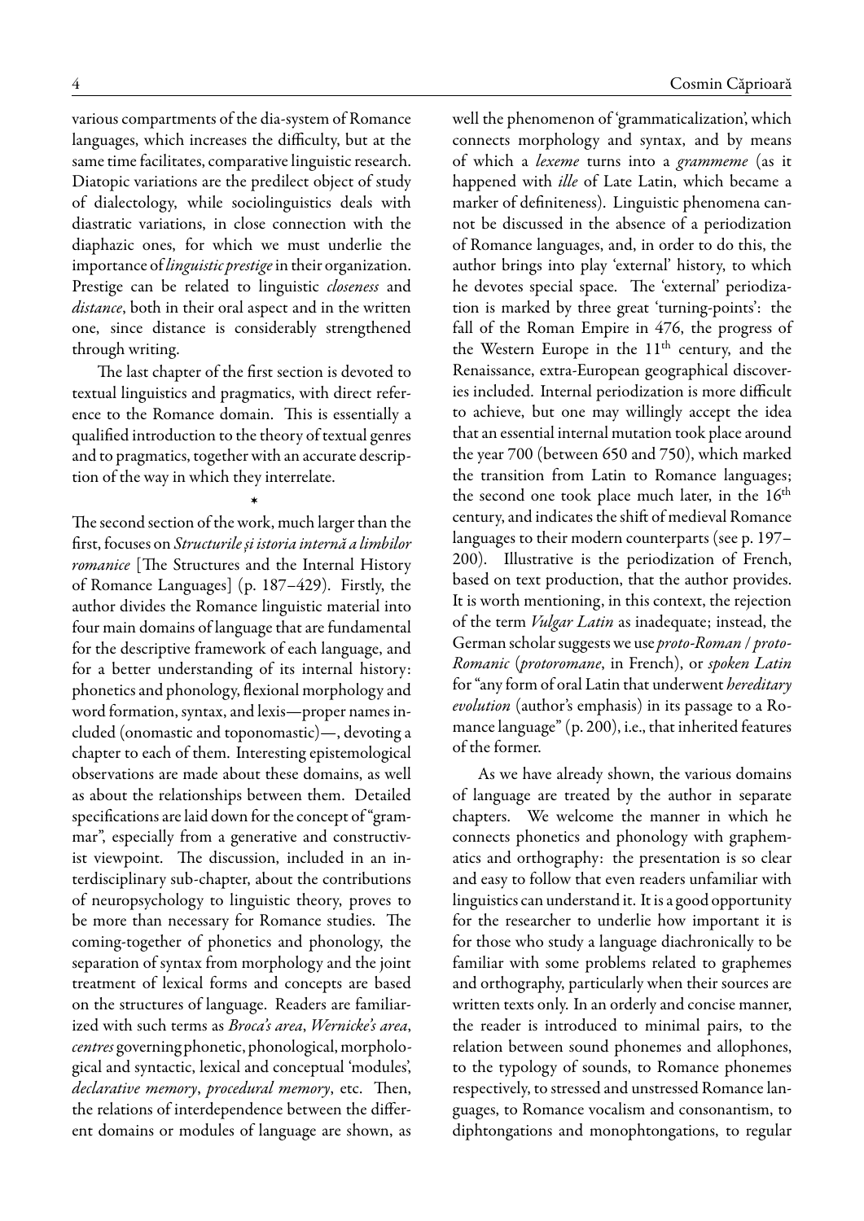various compartments of the dia-system of Romance languages, which increases the difficulty, but at the same time facilitates, comparative linguistic research. Diatopic variations are the predilect object of study of dialectology, while sociolinguistics deals with diastratic variations, in close connection with the diaphazic ones, for which we must underlie the importance of *linguistic prestige* in their organization. Prestige can be related to linguistic *closeness* and *distance*, both in their oral aspect and in the written one, since distance is considerably strengthened through writing.

The last chapter of the first section is devoted to textual linguistics and pragmatics, with direct reference to the Romance domain. This is essentially a qualified introduction to the theory of textual genres and to pragmatics, together with an accurate description of the way in which they interrelate.

*

The second section of the work, much larger than the first, focuses on *Structurile și istoria internă a limbilor romanice* [The Structures and the Internal History of Romance Languages] (p. 187–429). Firstly, the author divides the Romance linguistic material into four main domains of language that are fundamental for the descriptive framework of each language, and for a better understanding of its internal history: phonetics and phonology, flexional morphology and word formation, syntax, and lexis—proper names included (onomastic and toponomastic)—, devoting a chapter to each of them. Interesting epistemological observations are made about these domains, as well as about the relationships between them. Detailed specifications are laid down for the concept of "grammar", especially from a generative and constructivist viewpoint. The discussion, included in an interdisciplinary sub-chapter, about the contributions of neuropsychology to linguistic theory, proves to be more than necessary for Romance studies. The coming-together of phonetics and phonology, the separation of syntax from morphology and the joint treatment of lexical forms and concepts are based on the structures of language. Readers are familiarized with such terms as *Broca's area*, *Wernicke's area*, *centres* governing phonetic, phonological, morphological and syntactic, lexical and conceptual 'modules', *declarative memory*, *procedural memory*, etc. Then, the relations of interdependence between the different domains or modules of language are shown, as well the phenomenon of 'grammaticalization', which connects morphology and syntax, and by means of which a *lexeme* turns into a *grammeme* (as it happened with *ille* of Late Latin, which became a marker of definiteness). Linguistic phenomena cannot be discussed in the absence of a periodization of Romance languages, and, in order to do this, the author brings into play 'external' history, to which he devotes special space. The 'external' periodization is marked by three great 'turning-points': the fall of the Roman Empire in 476, the progress of the Western Europe in the 11th century, and the Renaissance, extra-European geographical discoveries included. Internal periodization is more difficult to achieve, but one may willingly accept the idea that an essential internal mutation took place around the year 700 (between 650 and 750), which marked the transition from Latin to Romance languages; the second one took place much later, in the 16th century, and indicates the shift of medieval Romance languages to their modern counterparts (see p. 197–200). Illustrative is the periodization of French, based on text production, that the author provides. It is worth mentioning, in this context, the rejection of the term *Vulgar Latin* as inadequate; instead, the German scholar suggests we use *proto-Roman / proto-Romanic* (*protoromane*, in French), or *spoken Latin* for "any form of oral Latin that underwent *hereditary evolution* (author's emphasis) in its passage to a Romance language" (p. 200), i.e., that inherited features of the former.

As we have already shown, the various domains of language are treated by the author in separate chapters. We welcome the manner in which he connects phonetics and phonology with graphematics and orthography: the presentation is so clear and easy to follow that even readers unfamiliar with linguistics can understand it. It is a good opportunity for the researcher to underlie how important it is for those who study a language diachronically to be familiar with some problems related to graphemes and orthography, particularly when their sources are written texts only. In an orderly and concise manner, the reader is introduced to minimal pairs, to the relation between sound phonemes and allophones, to the typology of sounds, to Romance phonemes respectively, to stressed and unstressed Romance languages, to Romance vocalism and consonantism, to diphtongations and monophtongations, to regular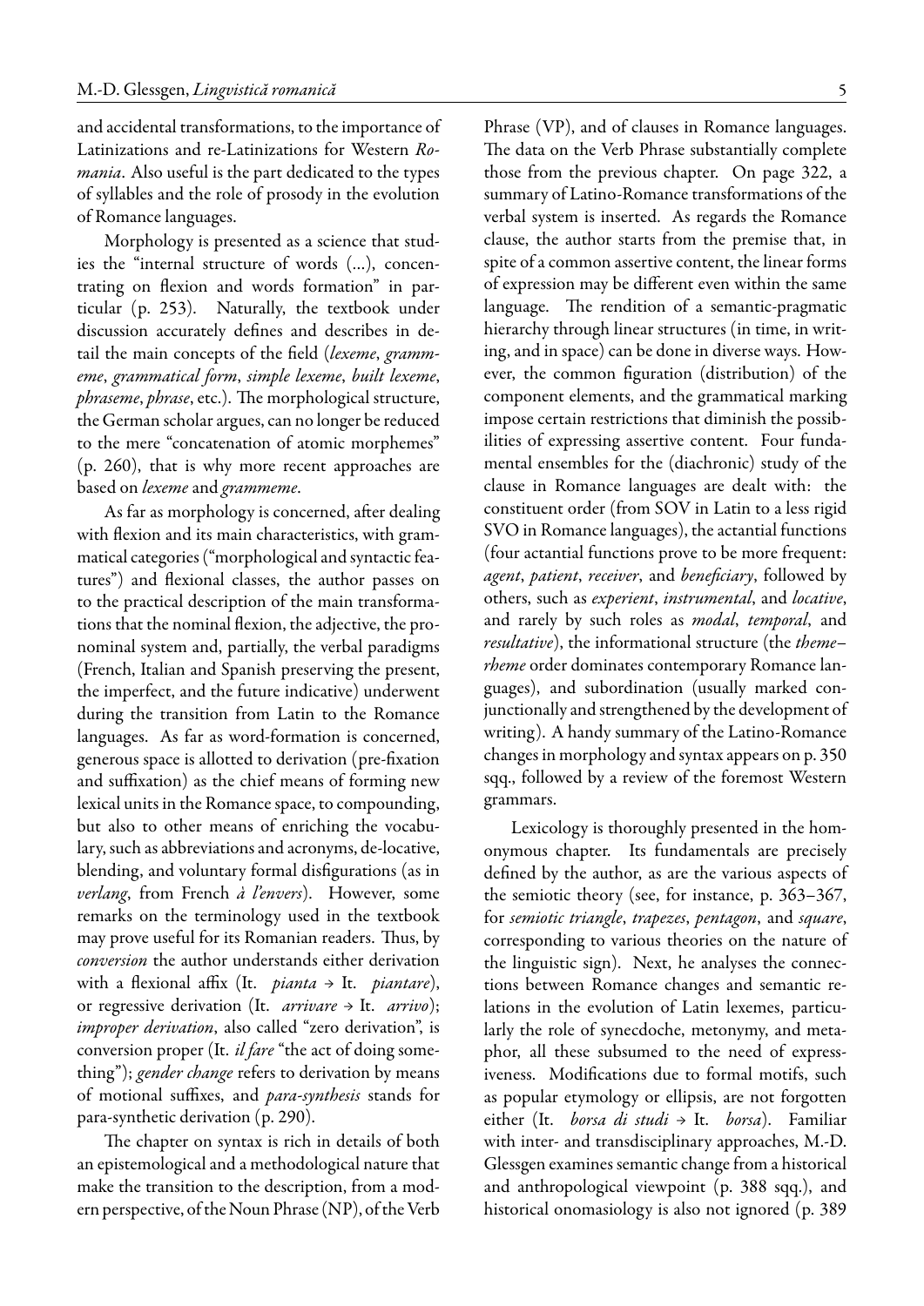and accidental transformations, to the importance of Latinizations and re-Latinizations for Western *Romania*. Also useful is the part dedicated to the types of syllables and the role of prosody in the evolution of Romance languages.

Morphology is presented as a science that studies the "internal structure of words (...), concentrating on flexion and words formation" in particular (p. 253). Naturally, the textbook under discussion accurately defines and describes in detail the main concepts of the field (*lexeme*, *grammeme*, *grammatical form*, *simple lexeme*, *built lexeme*, *phraseme*, *phrase*, etc.). The morphological structure, the German scholar argues, can no longer be reduced to the mere "concatenation of atomic morphemes" (p. 260), that is why more recent approaches are based on *lexeme* and *grammeme*.

As far as morphology is concerned, after dealing with flexion and its main characteristics, with grammatical categories ("morphological and syntactic features") and flexional classes, the author passes on to the practical description of the main transformations that the nominal flexion, the adjective, the pronominal system and, partially, the verbal paradigms (French, Italian and Spanish preserving the present, the imperfect, and the future indicative) underwent during the transition from Latin to the Romance languages. As far as word-formation is concerned, generous space is allotted to derivation (pre-fixation and suffixation) as the chief means of forming new lexical units in the Romance space, to compounding, but also to other means of enriching the vocabulary, such as abbreviations and acronyms, de-locative, blending, and voluntary formal disfigurations (as in *verlang*, from French *à l'envers*). However, some remarks on the terminology used in the textbook may prove useful for its Romanian readers. Thus, by *conversion* the author understands either derivation with a flexional affix (It. *pianta* → It. *piantare*), or regressive derivation (It. *arrivare* → It. *arrivo*); *improper derivation*, also called "zero derivation", is conversion proper (It. *il fare* "the act of doing something"); *gender change* refers to derivation by means of motional suffixes, and *para-synthesis* stands for para-synthetic derivation (p. 290).

The chapter on syntax is rich in details of both an epistemological and a methodological nature that make the transition to the description, from a modern perspective, of the Noun Phrase (NP), of the Verb Phrase (VP), and of clauses in Romance languages. The data on the Verb Phrase substantially complete those from the previous chapter. On page 322, a summary of Latino-Romance transformations of the verbal system is inserted. As regards the Romance clause, the author starts from the premise that, in spite of a common assertive content, the linear forms of expression may be different even within the same language. The rendition of a semantic-pragmatic hierarchy through linear structures (in time, in writing, and in space) can be done in diverse ways. However, the common figuration (distribution) of the component elements, and the grammatical marking impose certain restrictions that diminish the possibilities of expressing assertive content. Four fundamental ensembles for the (diachronic) study of the clause in Romance languages are dealt with: the constituent order (from SOV in Latin to a less rigid SVO in Romance languages), the actantial functions (four actantial functions prove to be more frequent: *agent*, *patient*, *receiver*, and *beneficiary*, followed by others, such as *experient*, *instrumental*, and *locative*, and rarely by such roles as *modal*, *temporal*, and *resultative*), the informational structure (the *theme–rheme* order dominates contemporary Romance languages), and subordination (usually marked conjunctionally and strengthened by the development of writing). A handy summary of the Latino-Romance changes in morphology and syntax appears on p. 350 sqq., followed by a review of the foremost Western grammars.

Lexicology is thoroughly presented in the homonymous chapter. Its fundamentals are precisely defined by the author, as are the various aspects of the semiotic theory (see, for instance, p. 363–367, for *semiotic triangle*, *trapezes*, *pentagon*, and *square*, corresponding to various theories on the nature of the linguistic sign). Next, he analyses the connections between Romance changes and semantic relations in the evolution of Latin lexemes, particularly the role of synecdoche, metonymy, and metaphor, all these subsumed to the need of expressiveness. Modifications due to formal motifs, such as popular etymology or ellipsis, are not forgotten either (It. *borsa di studi* → It. *borsa*). Familiar with inter- and transdisciplinary approaches, M.-D. Glessgen examines semantic change from a historical and anthropological viewpoint (p. 388 sqq.), and historical onomasiology is also not ignored (p. 389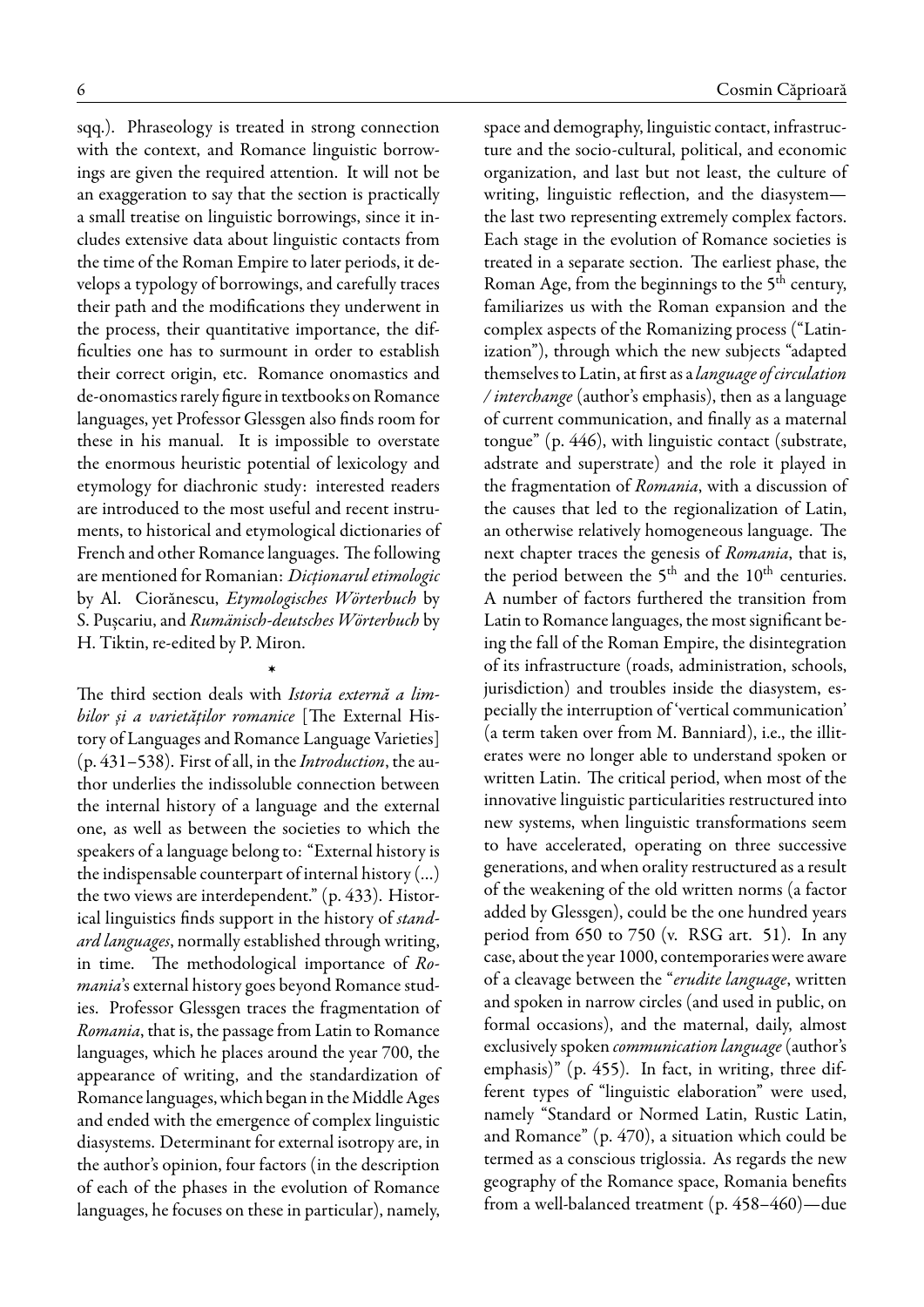sqq.). Phraseology is treated in strong connection with the context, and Romance linguistic borrowings are given the required attention. It will not be an exaggeration to say that the section is practically a small treatise on linguistic borrowings, since it includes extensive data about linguistic contacts from the time of the Roman Empire to later periods, it develops a typology of borrowings, and carefully traces their path and the modifications they underwent in the process, their quantitative importance, the difficulties one has to surmount in order to establish their correct origin, etc. Romance onomastics and de-onomastics rarely figure in textbooks on Romance languages, yet Professor Glessgen also finds room for these in his manual. It is impossible to overstate the enormous heuristic potential of lexicology and etymology for diachronic study: interested readers are introduced to the most useful and recent instruments, to historical and etymological dictionaries of French and other Romance languages. The following are mentioned for Romanian: *Dicționarul etimologic* by Al. Ciorănescu, *Etymologisches Wörterbuch* by S. Pușcariu, and *Rumänisch-deutsches Wörterbuch* by H. Tiktin, re-edited by P. Miron.

*

The third section deals with *Istoria externă a limbilor și a varietăților romanice* [The External History of Languages and Romance Language Varieties] (p. 431–538). First of all, in the *Introduction*, the author underlies the indissoluble connection between the internal history of a language and the external one, as well as between the societies to which the speakers of a language belong to: "External history is the indispensable counterpart of internal history (...) the two views are interdependent." (p. 433). Historical linguistics finds support in the history of *standard languages*, normally established through writing, in time. The methodological importance of *Romania*'s external history goes beyond Romance studies. Professor Glessgen traces the fragmentation of *Romania*, that is, the passage from Latin to Romance languages, which he places around the year 700, the appearance of writing, and the standardization of Romance languages, which began in the Middle Ages and ended with the emergence of complex linguistic diasystems. Determinant for external isotropy are, in the author's opinion, four factors (in the description of each of the phases in the evolution of Romance languages, he focuses on these in particular), namely, space and demography, linguistic contact, infrastructure and the socio-cultural, political, and economic organization, and last but not least, the culture of writing, linguistic reflection, and the diasystem—the last two representing extremely complex factors. Each stage in the evolution of Romance societies is treated in a separate section. The earliest phase, the Roman Age, from the beginnings to the 5th century, familiarizes us with the Roman expansion and the complex aspects of the Romanizing process ("Latinization"), through which the new subjects "adapted themselves to Latin, at first as a *language of circulation / interchange* (author's emphasis), then as a language of current communication, and finally as a maternal tongue" (p. 446), with linguistic contact (substrate, adstrate and superstrate) and the role it played in the fragmentation of *Romania*, with a discussion of the causes that led to the regionalization of Latin, an otherwise relatively homogeneous language. The next chapter traces the genesis of *Romania*, that is, the period between the 5th and the 10th centuries. A number of factors furthered the transition from Latin to Romance languages, the most significant being the fall of the Roman Empire, the disintegration of its infrastructure (roads, administration, schools, jurisdiction) and troubles inside the diasystem, especially the interruption of 'vertical communication' (a term taken over from M. Banniard), i.e., the illiterates were no longer able to understand spoken or written Latin. The critical period, when most of the innovative linguistic particularities restructured into new systems, when linguistic transformations seem to have accelerated, operating on three successive generations, and when orality restructured as a result of the weakening of the old written norms (a factor added by Glessgen), could be the one hundred years period from 650 to 750 (v. RSG art. 51). In any case, about the year 1000, contemporaries were aware of a cleavage between the "*erudite language*, written and spoken in narrow circles (and used in public, on formal occasions), and the maternal, daily, almost exclusively spoken *communication language* (author's emphasis)" (p. 455). In fact, in writing, three different types of "linguistic elaboration" were used, namely "Standard or Normed Latin, Rustic Latin, and Romance" (p. 470), a situation which could be termed as a conscious triglossia. As regards the new geography of the Romance space, Romania benefits from a well-balanced treatment (p. 458–460)—due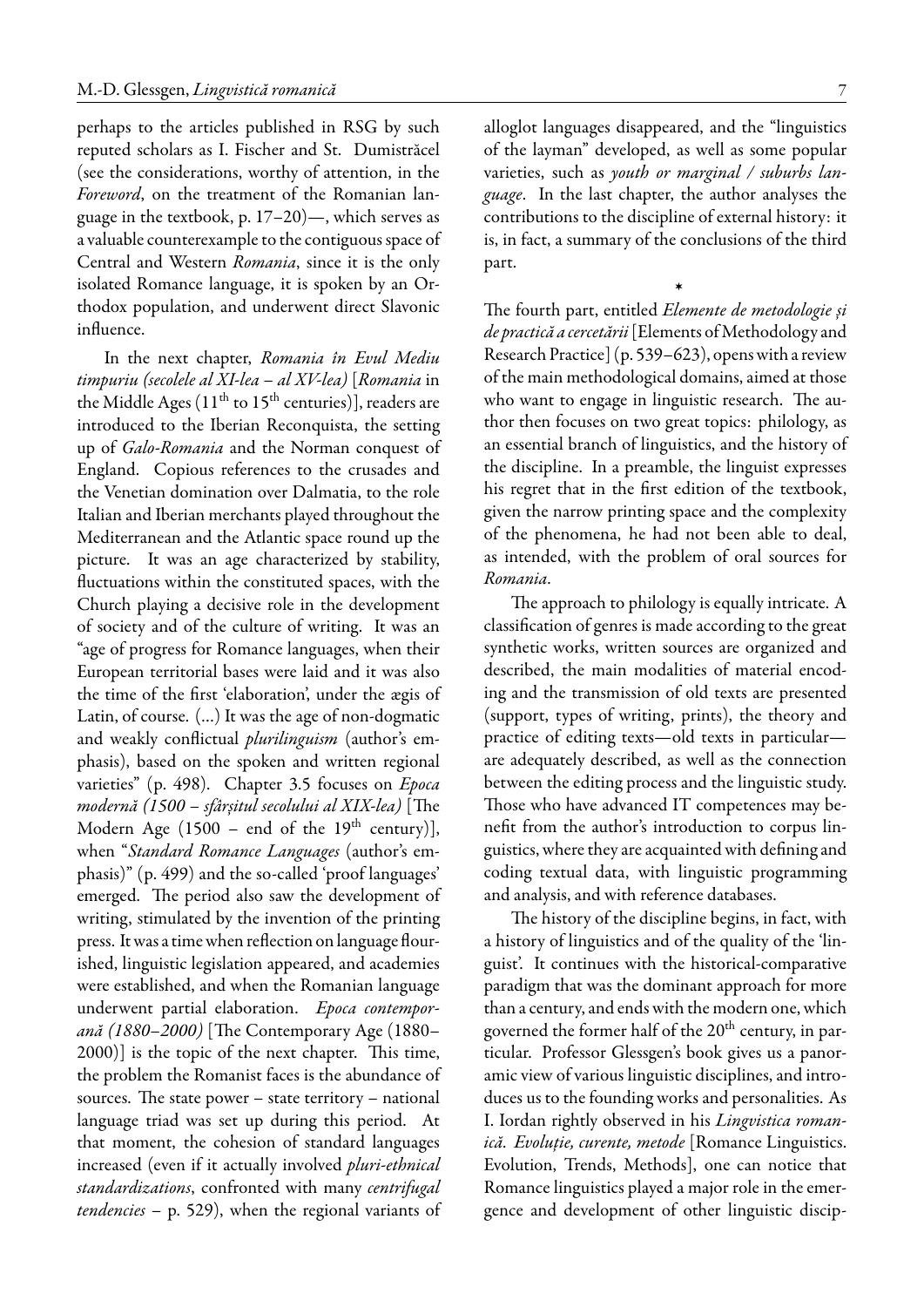perhaps to the articles published in RSG by such reputed scholars as I. Fischer and St. Dumistrăcel (see the considerations, worthy of attention, in the *Foreword*, on the treatment of the Romanian language in the textbook, p. 17–20)—, which serves as a valuable counterexample to the contiguous space of Central and Western *Romania*, since it is the only isolated Romance language, it is spoken by an Orthodox population, and underwent direct Slavonic influence.

In the next chapter, *Romania în Evul Mediu timpuriu (secolele al XI-lea – al XV-lea)* [*Romania* in the Middle Ages (11th to 15th centuries)], readers are introduced to the Iberian Reconquista, the setting up of *Galo-Romania* and the Norman conquest of England. Copious references to the crusades and the Venetian domination over Dalmatia, to the role Italian and Iberian merchants played throughout the Mediterranean and the Atlantic space round up the picture. It was an age characterized by stability, fluctuations within the constituted spaces, with the Church playing a decisive role in the development of society and of the culture of writing. It was an "age of progress for Romance languages, when their European territorial bases were laid and it was also the time of the first 'elaboration', under the ægis of Latin, of course. (...) It was the age of non-dogmatic and weakly conflictual *plurilinguism* (author's emphasis), based on the spoken and written regional varieties" (p. 498). Chapter 3.5 focuses on *Epoca modernă (1500 – sfârșitul secolului al XIX-lea)* [The Modern Age (1500 – end of the 19th century)], when "*Standard Romance Languages* (author's emphasis)" (p. 499) and the so-called 'proof languages' emerged. The period also saw the development of writing, stimulated by the invention of the printing press. It was a time when reflection on language flourished, linguistic legislation appeared, and academies were established, and when the Romanian language underwent partial elaboration. *Epoca contemporană (1880–2000)* [The Contemporary Age (1880–2000)] is the topic of the next chapter. This time, the problem the Romanist faces is the abundance of sources. The state power – state territory – national language triad was set up during this period. At that moment, the cohesion of standard languages increased (even if it actually involved *pluri-ethnical standardizations*, confronted with many *centrifugal tendencies* – p. 529), when the regional variants of alloglot languages disappeared, and the "linguistics of the layman" developed, as well as some popular varieties, such as *youth or marginal / suburbs language*. In the last chapter, the author analyses the contributions to the discipline of external history: it is, in fact, a summary of the conclusions of the third part.

*

The fourth part, entitled *Elemente de metodologie și de practică a cercetării* [Elements of Methodology and Research Practice] (p. 539–623), opens with a review of the main methodological domains, aimed at those who want to engage in linguistic research. The author then focuses on two great topics: philology, as an essential branch of linguistics, and the history of the discipline. In a preamble, the linguist expresses his regret that in the first edition of the textbook, given the narrow printing space and the complexity of the phenomena, he had not been able to deal, as intended, with the problem of oral sources for *Romania*.

The approach to philology is equally intricate. A classification of genres is made according to the great synthetic works, written sources are organized and described, the main modalities of material encoding and the transmission of old texts are presented (support, types of writing, prints), the theory and practice of editing texts—old texts in particular—are adequately described, as well as the connection between the editing process and the linguistic study. Those who have advanced IT competences may benefit from the author's introduction to corpus linguistics, where they are acquainted with defining and coding textual data, with linguistic programming and analysis, and with reference databases.

The history of the discipline begins, in fact, with a history of linguistics and of the quality of the 'linguist'. It continues with the historical-comparative paradigm that was the dominant approach for more than a century, and ends with the modern one, which governed the former half of the 20th century, in particular. Professor Glessgen's book gives us a panoramic view of various linguistic disciplines, and introduces us to the founding works and personalities. As I. Iordan rightly observed in his *Lingvistica romanică. Evoluție, curente, metode* [Romance Linguistics. Evolution, Trends, Methods], one can notice that Romance linguistics played a major role in the emergence and development of other linguistic discip-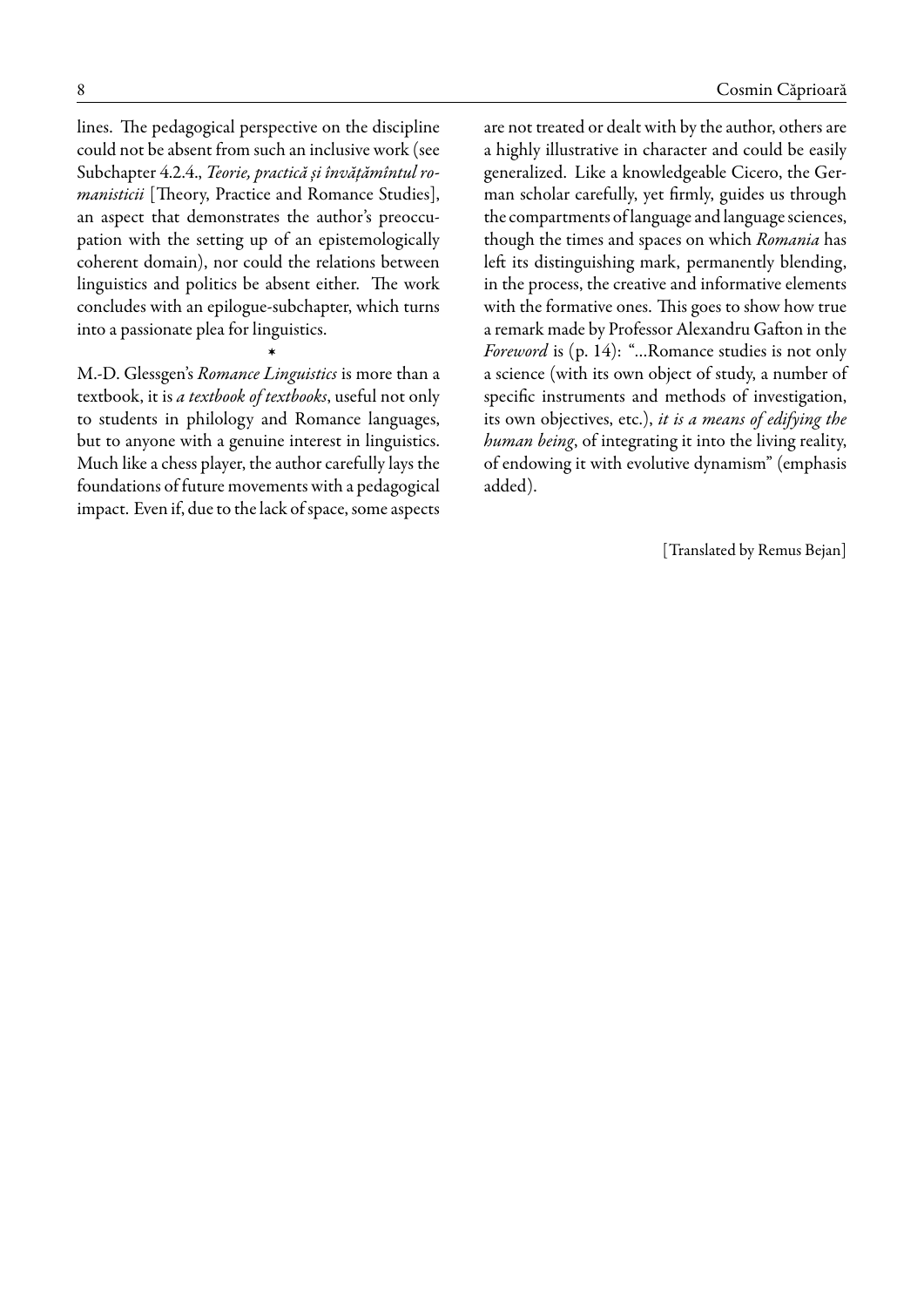lines. The pedagogical perspective on the discipline could not be absent from such an inclusive work (see Subchapter 4.2.4., *Teorie, practică și învățămîntul romanisticii* [Theory, Practice and Romance Studies], an aspect that demonstrates the author's preoccupation with the setting up of an epistemologically coherent domain), nor could the relations between linguistics and politics be absent either. The work concludes with an epilogue-subchapter, which turns into a passionate plea for linguistics.

*

M.-D. Glessgen's *Romance Linguistics* is more than a textbook, it is *a textbook of textbooks*, useful not only to students in philology and Romance languages, but to anyone with a genuine interest in linguistics. Much like a chess player, the author carefully lays the foundations of future movements with a pedagogical impact. Even if, due to the lack of space, some aspects are not treated or dealt with by the author, others are a highly illustrative in character and could be easily generalized. Like a knowledgeable Cicero, the German scholar carefully, yet firmly, guides us through the compartments of language and language sciences, though the times and spaces on which *Romania* has left its distinguishing mark, permanently blending, in the process, the creative and informative elements with the formative ones. This goes to show how true a remark made by Professor Alexandru Gafton in the *Foreword* is (p. 14): "...Romance studies is not only a science (with its own object of study, a number of specific instruments and methods of investigation, its own objectives, etc.), *it is a means of edifying the human being*, of integrating it into the living reality, of endowing it with evolutive dynamism" (emphasis added).

[Translated by Remus Bejan]